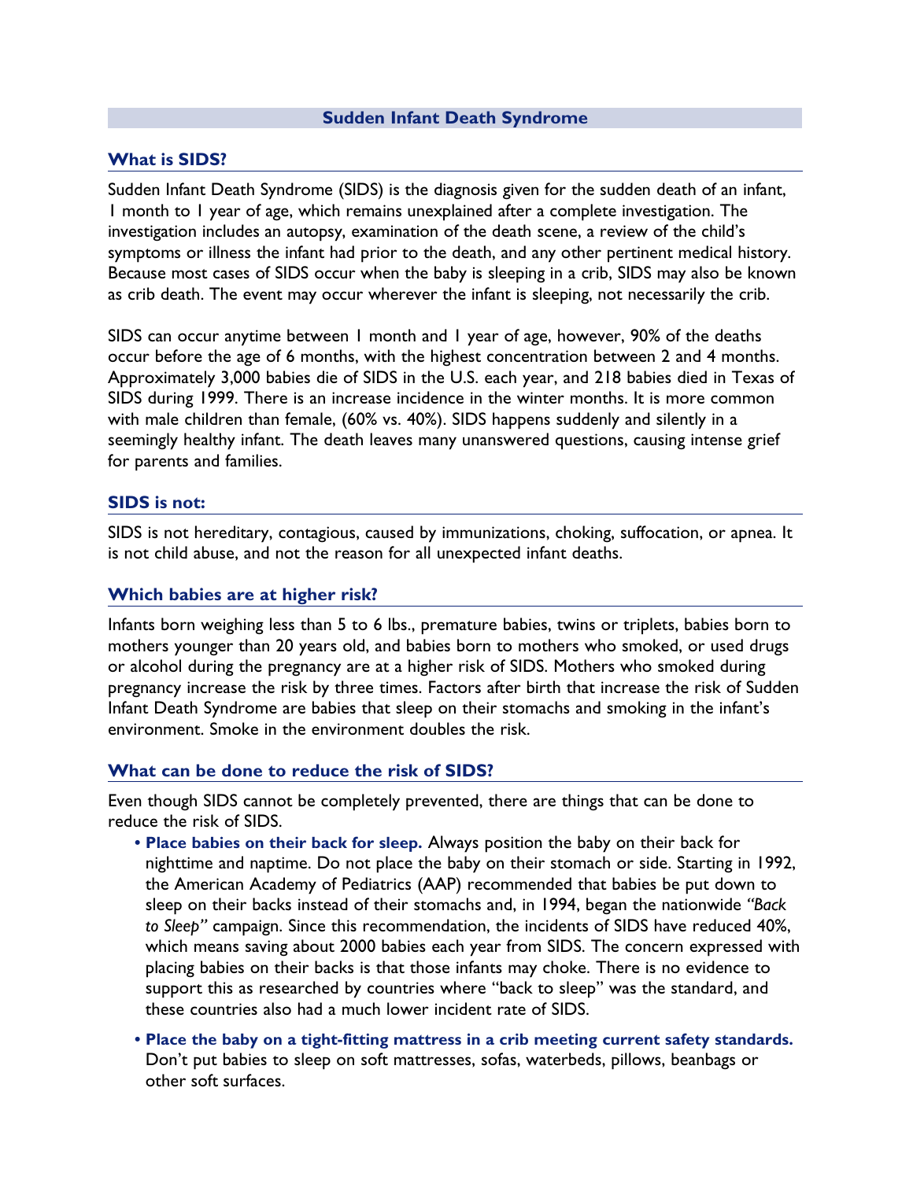# Sudden Infant Death Syndrome

## What is SIDS?

Sudden Infant Death Syndrome (SIDS) is the diagnosis given for the sudden death of an infant, 1 month to 1 year of age, which remains unexplained after a complete investigation. The investigation includes an autopsy, examination of the death scene, a review of the child's symptoms or illness the infant had prior to the death, and any other pertinent medical history. Because most cases of SIDS occur when the baby is sleeping in a crib, SIDS may also be known as crib death. The event may occur wherever the infant is sleeping, not necessarily the crib.

SIDS can occur anytime between 1 month and 1 year of age, however, 90% of the deaths occur before the age of 6 months, with the highest concentration between 2 and 4 months. Approximately 3,000 babies die of SIDS in the U.S. each year, and 218 babies died in Texas of SIDS during 1999. There is an increase incidence in the winter months. It is more common with male children than female, (60% vs. 40%). SIDS happens suddenly and silently in a seemingly healthy infant. The death leaves many unanswered questions, causing intense grief for parents and families.

## SIDS is not:

SIDS is not hereditary, contagious, caused by immunizations, choking, suffocation, or apnea. It is not child abuse, and not the reason for all unexpected infant deaths.

## Which babies are at higher risk?

Infants born weighing less than 5 to 6 lbs., premature babies, twins or triplets, babies born to mothers younger than 20 years old, and babies born to mothers who smoked, or used drugs or alcohol during the pregnancy are at a higher risk of SIDS. Mothers who smoked during pregnancy increase the risk by three times. Factors after birth that increase the risk of Sudden Infant Death Syndrome are babies that sleep on their stomachs and smoking in the infant's environment. Smoke in the environment doubles the risk.

## What can be done to reduce the risk of SIDS?

Even though SIDS cannot be completely prevented, there are things that can be done to reduce the risk of SIDS.

- **Place babies on their back for sleep.** Always position the baby on their back for nighttime and naptime. Do not place the baby on their stomach or side. Starting in 1992, the American Academy of Pediatrics (AAP) recommended that babies be put down to sleep on their backs instead of their stomachs and, in 1994, began the nationwide *"Back to Sleep"* campaign. Since this recommendation, the incidents of SIDS have reduced 40%, which means saving about 2000 babies each year from SIDS. The concern expressed with placing babies on their backs is that those infants may choke. There is no evidence to support this as researched by countries where "back to sleep" was the standard, and these countries also had a much lower incident rate of SIDS.
- **Place the baby on a tight-fitting mattress in a crib meeting current safety standards.** Don't put babies to sleep on soft mattresses, sofas, waterbeds, pillows, beanbags or other soft surfaces.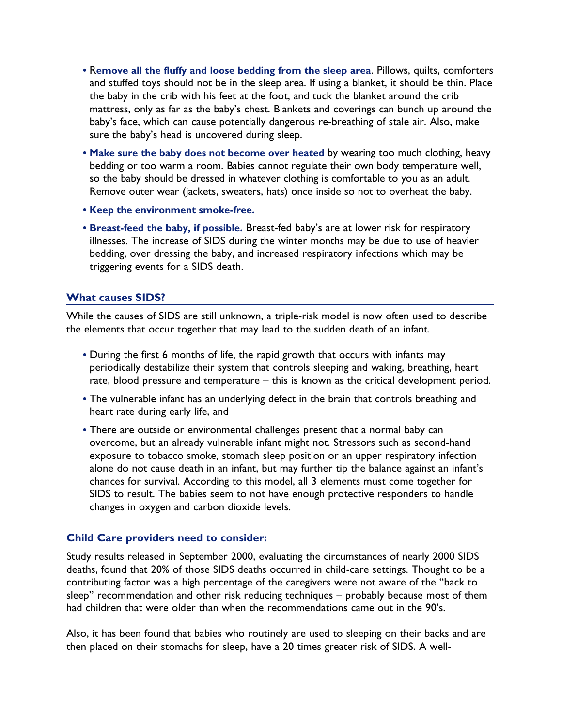- **Remove all the fluffy and loose bedding from the sleep area**. Pillows, quilts, comforters and stuffed toys should not be in the sleep area. If using a blanket, it should be thin. Place the baby in the crib with his feet at the foot, and tuck the blanket around the crib mattress, only as far as the baby's chest. Blankets and coverings can bunch up around the baby's face, which can cause potentially dangerous re-breathing of stale air. Also, make sure the baby's head is uncovered during sleep.
- **Make sure the baby does not become over heated** by wearing too much clothing, heavy bedding or too warm a room. Babies cannot regulate their own body temperature well, so the baby should be dressed in whatever clothing is comfortable to you as an adult. Remove outer wear (jackets, sweaters, hats) once inside so not to overheat the baby.
- **Keep the environment smoke-free.**
- **Breast-feed the baby, if possible.** Breast-fed baby's are at lower risk for respiratory illnesses. The increase of SIDS during the winter months may be due to use of heavier bedding, over dressing the baby, and increased respiratory infections which may be triggering events for a SIDS death.

## What causes SIDS?

While the causes of SIDS are still unknown, a triple-risk model is now often used to describe the elements that occur together that may lead to the sudden death of an infant.

- During the first 6 months of life, the rapid growth that occurs with infants may periodically destabilize their system that controls sleeping and waking, breathing, heart rate, blood pressure and temperature – this is known as the critical development period.
- The vulnerable infant has an underlying defect in the brain that controls breathing and heart rate during early life, and
- There are outside or environmental challenges present that a normal baby can overcome, but an already vulnerable infant might not. Stressors such as second-hand exposure to tobacco smoke, stomach sleep position or an upper respiratory infection alone do not cause death in an infant, but may further tip the balance against an infant's chances for survival. According to this model, all 3 elements must come together for SIDS to result. The babies seem to not have enough protective responders to handle changes in oxygen and carbon dioxide levels.

## Child Care providers need to consider:

Study results released in September 2000, evaluating the circumstances of nearly 2000 SIDS deaths, found that 20% of those SIDS deaths occurred in child-care settings. Thought to be a contributing factor was a high percentage of the caregivers were not aware of the "back to sleep" recommendation and other risk reducing techniques – probably because most of them had children that were older than when the recommendations came out in the 90's.

Also, it has been found that babies who routinely are used to sleeping on their backs and are then placed on their stomachs for sleep, have a 20 times greater risk of SIDS. A well-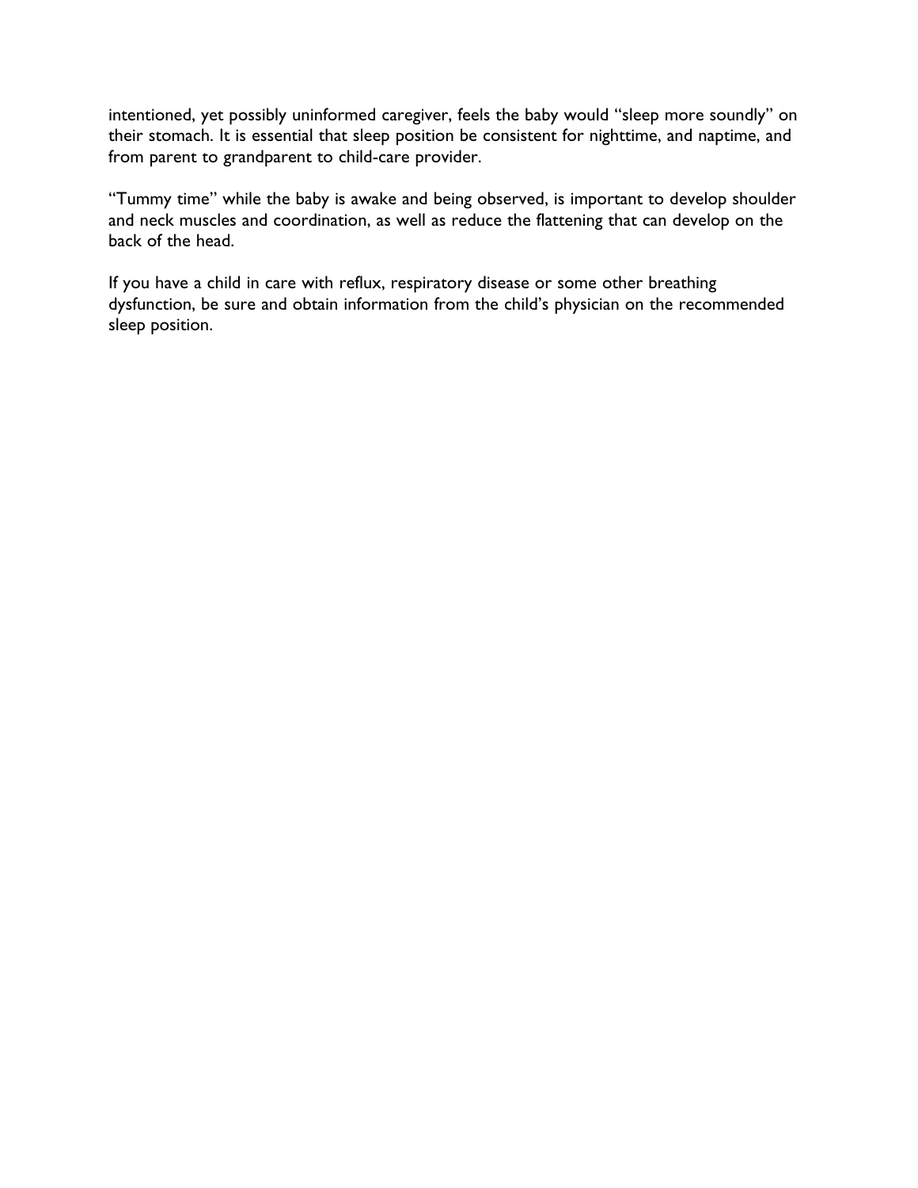intentioned, yet possibly uninformed caregiver, feels the baby would "sleep more soundly" on their stomach. It is essential that sleep position be consistent for nighttime, and naptime, and from parent to grandparent to child-care provider.

"Tummy time" while the baby is awake and being observed, is important to develop shoulder and neck muscles and coordination, as well as reduce the flattening that can develop on the back of the head.

If you have a child in care with reflux, respiratory disease or some other breathing dysfunction, be sure and obtain information from the child's physician on the recommended sleep position.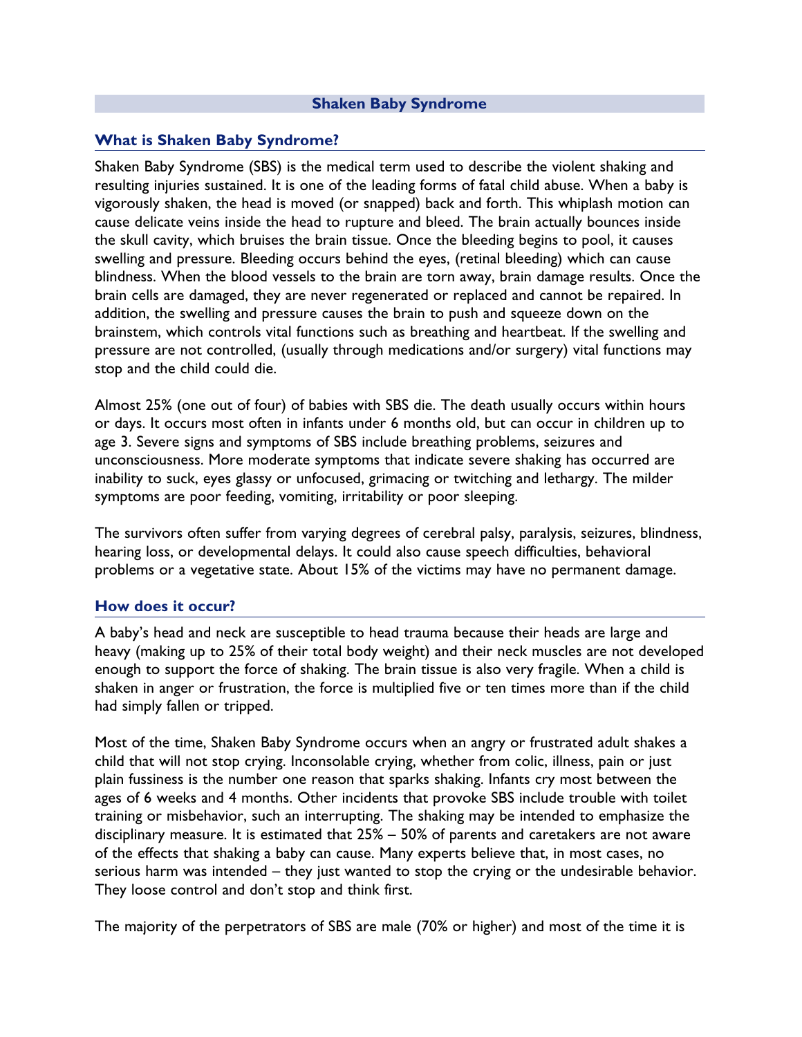## Shaken Baby Syndrome

### What is Shaken Baby Syndrome?

Shaken Baby Syndrome (SBS) is the medical term used to describe the violent shaking and resulting injuries sustained. It is one of the leading forms of fatal child abuse. When a baby is vigorously shaken, the head is moved (or snapped) back and forth. This whiplash motion can cause delicate veins inside the head to rupture and bleed. The brain actually bounces inside the skull cavity, which bruises the brain tissue. Once the bleeding begins to pool, it causes swelling and pressure. Bleeding occurs behind the eyes, (retinal bleeding) which can cause blindness. When the blood vessels to the brain are torn away, brain damage results. Once the brain cells are damaged, they are never regenerated or replaced and cannot be repaired. In addition, the swelling and pressure causes the brain to push and squeeze down on the brainstem, which controls vital functions such as breathing and heartbeat. If the swelling and pressure are not controlled, (usually through medications and/or surgery) vital functions may stop and the child could die.

Almost 25% (one out of four) of babies with SBS die. The death usually occurs within hours or days. It occurs most often in infants under 6 months old, but can occur in children up to age 3. Severe signs and symptoms of SBS include breathing problems, seizures and unconsciousness. More moderate symptoms that indicate severe shaking has occurred are inability to suck, eyes glassy or unfocused, grimacing or twitching and lethargy. The milder symptoms are poor feeding, vomiting, irritability or poor sleeping.

The survivors often suffer from varying degrees of cerebral palsy, paralysis, seizures, blindness, hearing loss, or developmental delays. It could also cause speech difficulties, behavioral problems or a vegetative state. About 15% of the victims may have no permanent damage.

### How does it occur?

A baby's head and neck are susceptible to head trauma because their heads are large and heavy (making up to 25% of their total body weight) and their neck muscles are not developed enough to support the force of shaking. The brain tissue is also very fragile. When a child is shaken in anger or frustration, the force is multiplied five or ten times more than if the child had simply fallen or tripped.

Most of the time, Shaken Baby Syndrome occurs when an angry or frustrated adult shakes a child that will not stop crying. Inconsolable crying, whether from colic, illness, pain or just plain fussiness is the number one reason that sparks shaking. Infants cry most between the ages of 6 weeks and 4 months. Other incidents that provoke SBS include trouble with toilet training or misbehavior, such an interrupting. The shaking may be intended to emphasize the disciplinary measure. It is estimated that 25% – 50% of parents and caretakers are not aware of the effects that shaking a baby can cause. Many experts believe that, in most cases, no serious harm was intended – they just wanted to stop the crying or the undesirable behavior. They loose control and don't stop and think first.

The majority of the perpetrators of SBS are male (70% or higher) and most of the time it is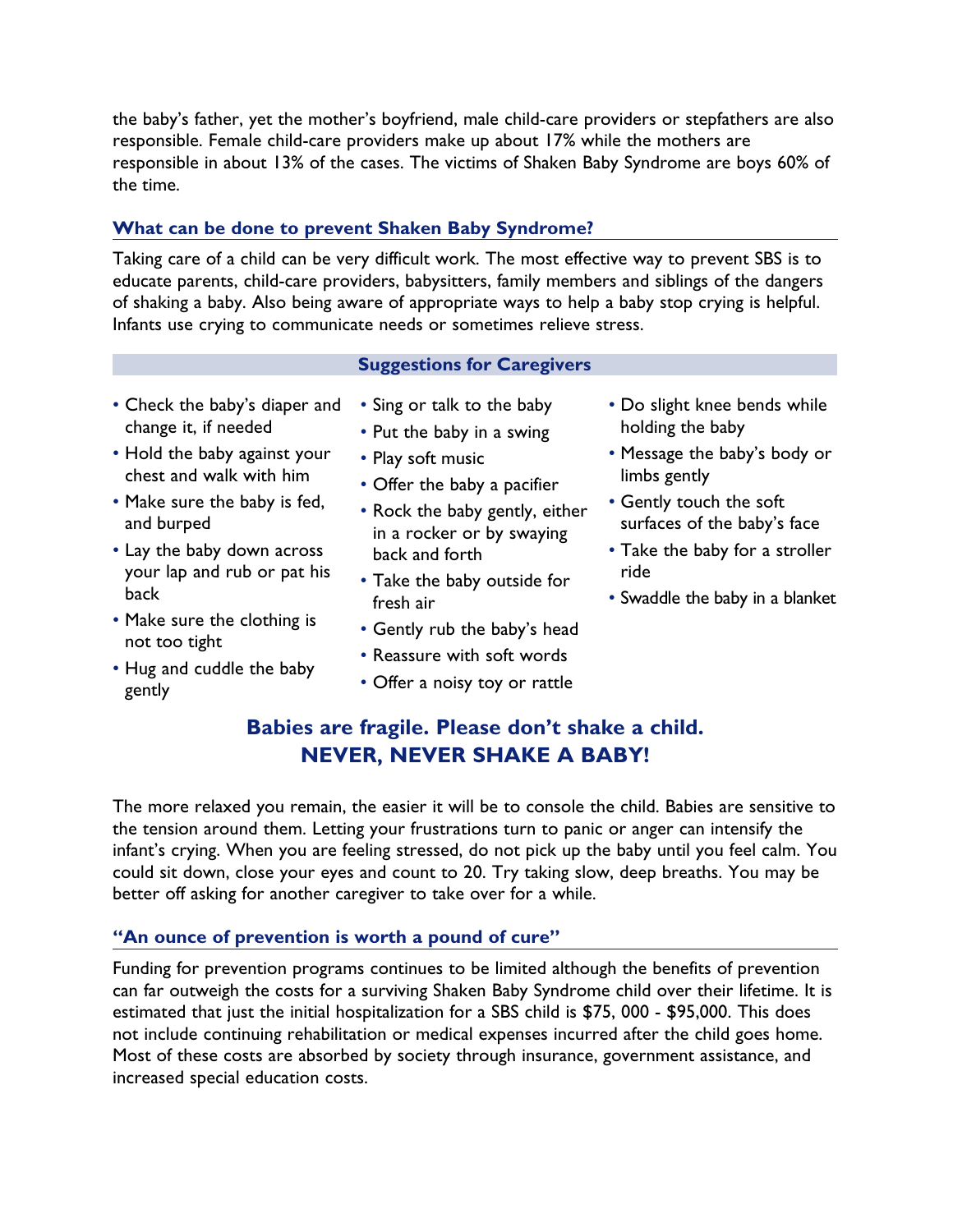the baby's father, yet the mother's boyfriend, male child-care providers or stepfathers are also responsible. Female child-care providers make up about 17% while the mothers are responsible in about 13% of the cases. The victims of Shaken Baby Syndrome are boys 60% of the time.

## What can be done to prevent Shaken Baby Syndrome?

Taking care of a child can be very difficult work. The most effective way to prevent SBS is to educate parents, child-care providers, babysitters, family members and siblings of the dangers of shaking a baby. Also being aware of appropriate ways to help a baby stop crying is helpful. Infants use crying to communicate needs or sometimes relieve stress.

### Suggestions for Caregivers

- Check the baby's diaper and change it, if needed
- Hold the baby against your chest and walk with him
- Make sure the baby is fed, and burped
- Lay the baby down across your lap and rub or pat his back
- Make sure the clothing is not too tight
- Hug and cuddle the baby gently
- Sing or talk to the baby
- Put the baby in a swing
- Play soft music
- Offer the baby a pacifier
- Rock the baby gently, either in a rocker or by swaying back and forth
- Take the baby outside for fresh air
- Gently rub the baby's head
- Reassure with soft words
- Offer a noisy toy or rattle
- Do slight knee bends while holding the baby
- Message the baby's body or limbs gently
- Gently touch the soft surfaces of the baby's face
- Take the baby for a stroller ride
- Swaddle the baby in a blanket

**Babies are fragile. Please don't shake a child.**
**NEVER, NEVER SHAKE A BABY!**

The more relaxed you remain, the easier it will be to console the child. Babies are sensitive to the tension around them. Letting your frustrations turn to panic or anger can intensify the infant's crying. When you are feeling stressed, do not pick up the baby until you feel calm. You could sit down, close your eyes and count to 20. Try taking slow, deep breaths. You may be better off asking for another caregiver to take over for a while.

## "An ounce of prevention is worth a pound of cure"

Funding for prevention programs continues to be limited although the benefits of prevention can far outweigh the costs for a surviving Shaken Baby Syndrome child over their lifetime. It is estimated that just the initial hospitalization for a SBS child is $75, 000 - $95,000. This does not include continuing rehabilitation or medical expenses incurred after the child goes home. Most of these costs are absorbed by society through insurance, government assistance, and increased special education costs.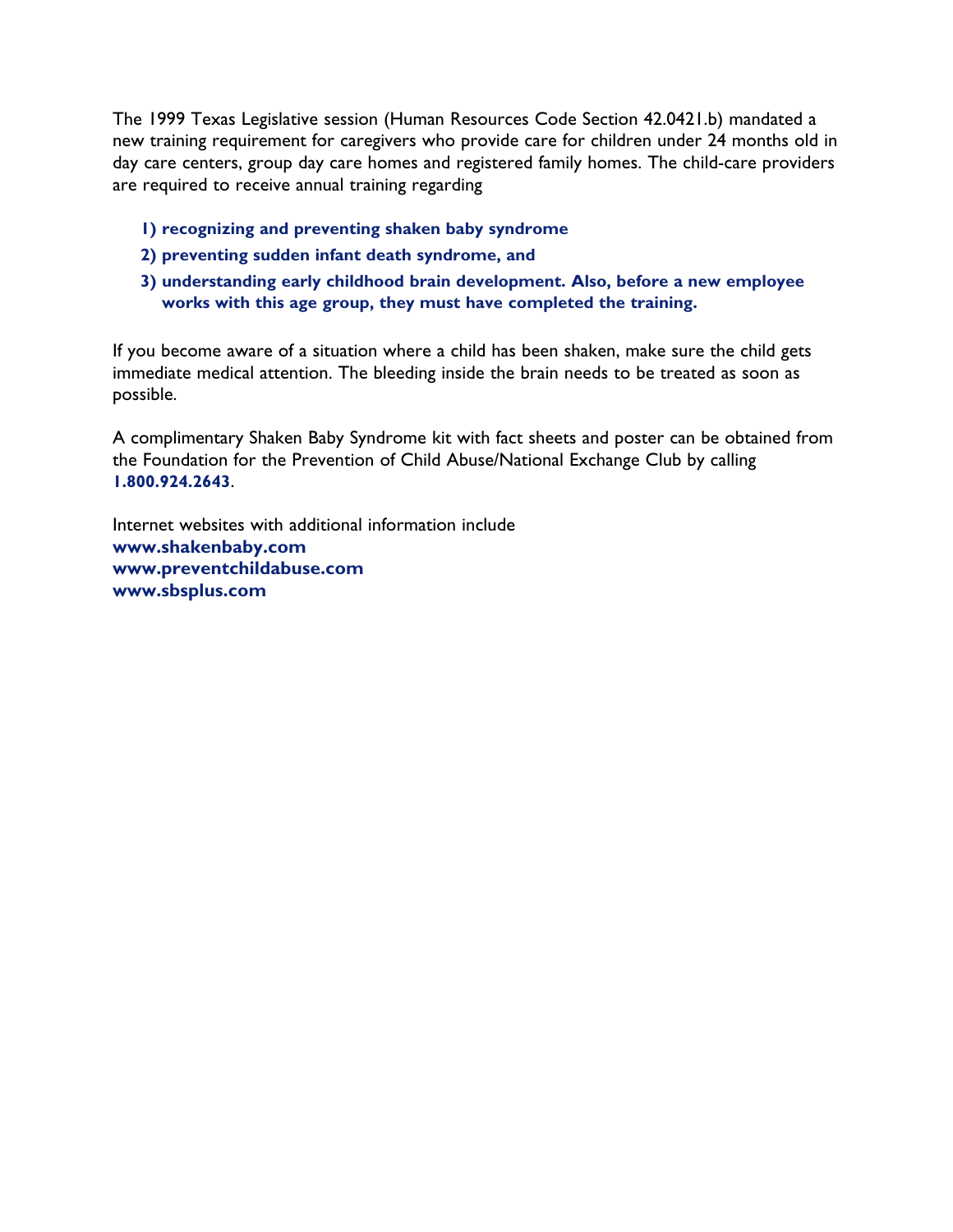The 1999 Texas Legislative session (Human Resources Code Section 42.0421.b) mandated a new training requirement for caregivers who provide care for children under 24 months old in day care centers, group day care homes and registered family homes. The child-care providers are required to receive annual training regarding

1) **recognizing and preventing shaken baby syndrome**
2) **preventing sudden infant death syndrome, and**
3) **understanding early childhood brain development. Also, before a new employee works with this age group, they must have completed the training.**

If you become aware of a situation where a child has been shaken, make sure the child gets immediate medical attention. The bleeding inside the brain needs to be treated as soon as possible.

A complimentary Shaken Baby Syndrome kit with fact sheets and poster can be obtained from the Foundation for the Prevention of Child Abuse/National Exchange Club by calling **1.800.924.2643**.

Internet websites with additional information include
**www.shakenbaby.com**
**www.preventchildabuse.com**
**www.sbsplus.com**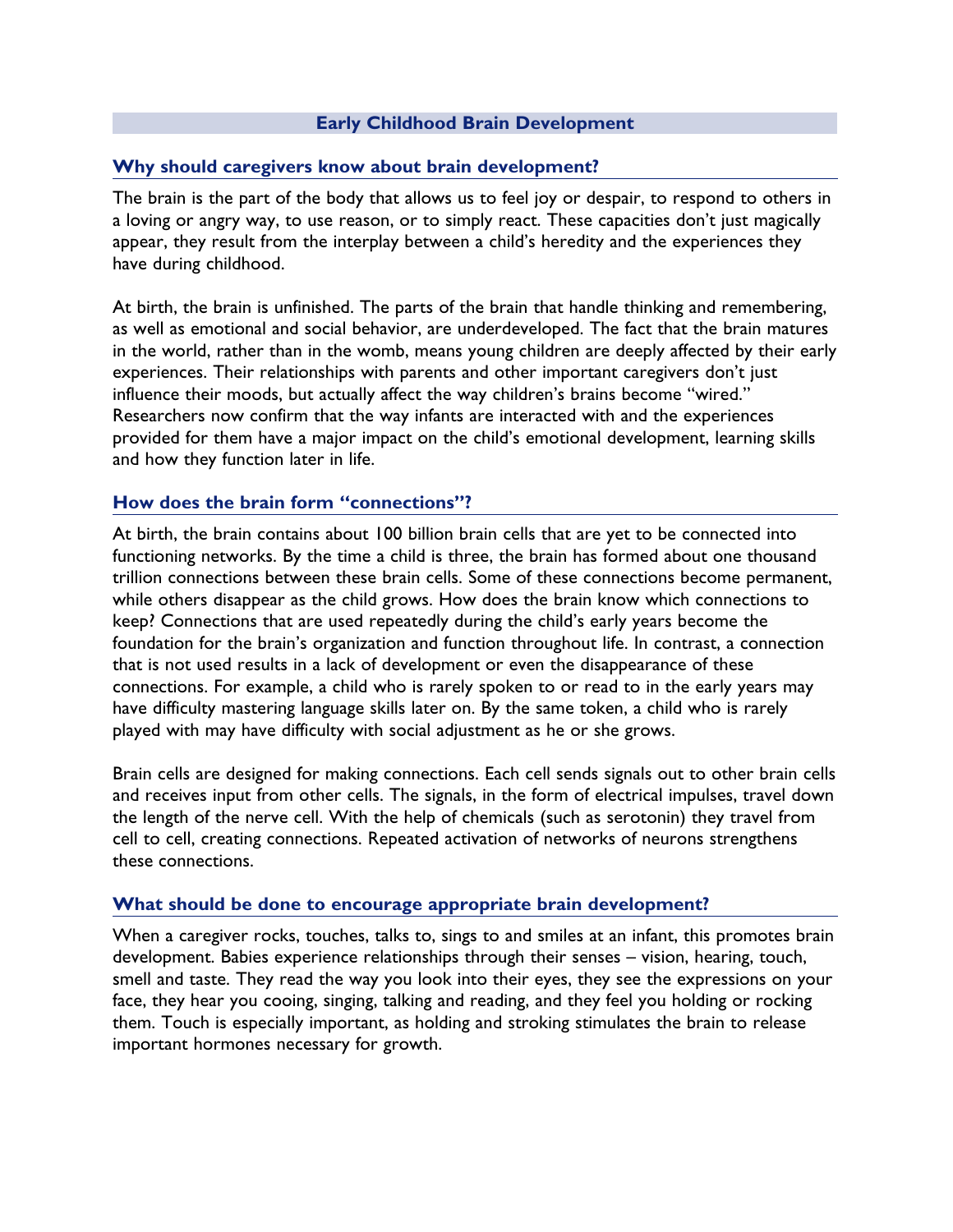# Early Childhood Brain Development

## Why should caregivers know about brain development?

The brain is the part of the body that allows us to feel joy or despair, to respond to others in a loving or angry way, to use reason, or to simply react. These capacities don't just magically appear, they result from the interplay between a child's heredity and the experiences they have during childhood.

At birth, the brain is unfinished. The parts of the brain that handle thinking and remembering, as well as emotional and social behavior, are underdeveloped. The fact that the brain matures in the world, rather than in the womb, means young children are deeply affected by their early experiences. Their relationships with parents and other important caregivers don't just influence their moods, but actually affect the way children's brains become "wired." Researchers now confirm that the way infants are interacted with and the experiences provided for them have a major impact on the child's emotional development, learning skills and how they function later in life.

## How does the brain form "connections"?

At birth, the brain contains about 100 billion brain cells that are yet to be connected into functioning networks. By the time a child is three, the brain has formed about one thousand trillion connections between these brain cells. Some of these connections become permanent, while others disappear as the child grows. How does the brain know which connections to keep? Connections that are used repeatedly during the child's early years become the foundation for the brain's organization and function throughout life. In contrast, a connection that is not used results in a lack of development or even the disappearance of these connections. For example, a child who is rarely spoken to or read to in the early years may have difficulty mastering language skills later on. By the same token, a child who is rarely played with may have difficulty with social adjustment as he or she grows.

Brain cells are designed for making connections. Each cell sends signals out to other brain cells and receives input from other cells. The signals, in the form of electrical impulses, travel down the length of the nerve cell. With the help of chemicals (such as serotonin) they travel from cell to cell, creating connections. Repeated activation of networks of neurons strengthens these connections.

## What should be done to encourage appropriate brain development?

When a caregiver rocks, touches, talks to, sings to and smiles at an infant, this promotes brain development. Babies experience relationships through their senses – vision, hearing, touch, smell and taste. They read the way you look into their eyes, they see the expressions on your face, they hear you cooing, singing, talking and reading, and they feel you holding or rocking them. Touch is especially important, as holding and stroking stimulates the brain to release important hormones necessary for growth.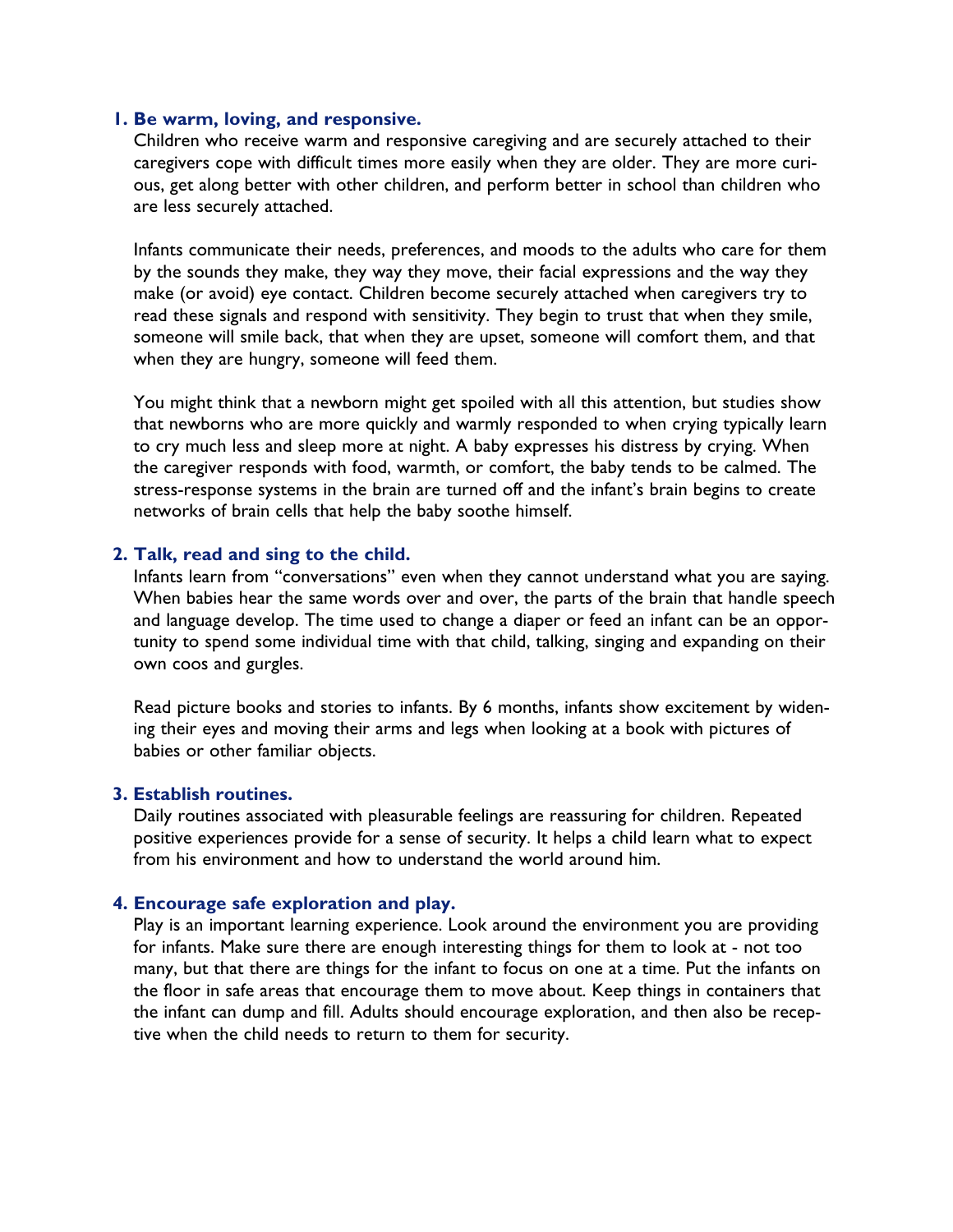1. **Be warm, loving, and responsive.**

   Children who receive warm and responsive caregiving and are securely attached to their caregivers cope with difficult times more easily when they are older. They are more curious, get along better with other children, and perform better in school than children who are less securely attached.

   Infants communicate their needs, preferences, and moods to the adults who care for them by the sounds they make, they way they move, their facial expressions and the way they make (or avoid) eye contact. Children become securely attached when caregivers try to read these signals and respond with sensitivity. They begin to trust that when they smile, someone will smile back, that when they are upset, someone will comfort them, and that when they are hungry, someone will feed them.

   You might think that a newborn might get spoiled with all this attention, but studies show that newborns who are more quickly and warmly responded to when crying typically learn to cry much less and sleep more at night. A baby expresses his distress by crying. When the caregiver responds with food, warmth, or comfort, the baby tends to be calmed. The stress-response systems in the brain are turned off and the infant's brain begins to create networks of brain cells that help the baby soothe himself.

2. **Talk, read and sing to the child.**

   Infants learn from "conversations" even when they cannot understand what you are saying. When babies hear the same words over and over, the parts of the brain that handle speech and language develop. The time used to change a diaper or feed an infant can be an opportunity to spend some individual time with that child, talking, singing and expanding on their own coos and gurgles.

   Read picture books and stories to infants. By 6 months, infants show excitement by widening their eyes and moving their arms and legs when looking at a book with pictures of babies or other familiar objects.

3. **Establish routines.**

   Daily routines associated with pleasurable feelings are reassuring for children. Repeated positive experiences provide for a sense of security. It helps a child learn what to expect from his environment and how to understand the world around him.

4. **Encourage safe exploration and play.**

   Play is an important learning experience. Look around the environment you are providing for infants. Make sure there are enough interesting things for them to look at - not too many, but that there are things for the infant to focus on one at a time. Put the infants on the floor in safe areas that encourage them to move about. Keep things in containers that the infant can dump and fill. Adults should encourage exploration, and then also be receptive when the child needs to return to them for security.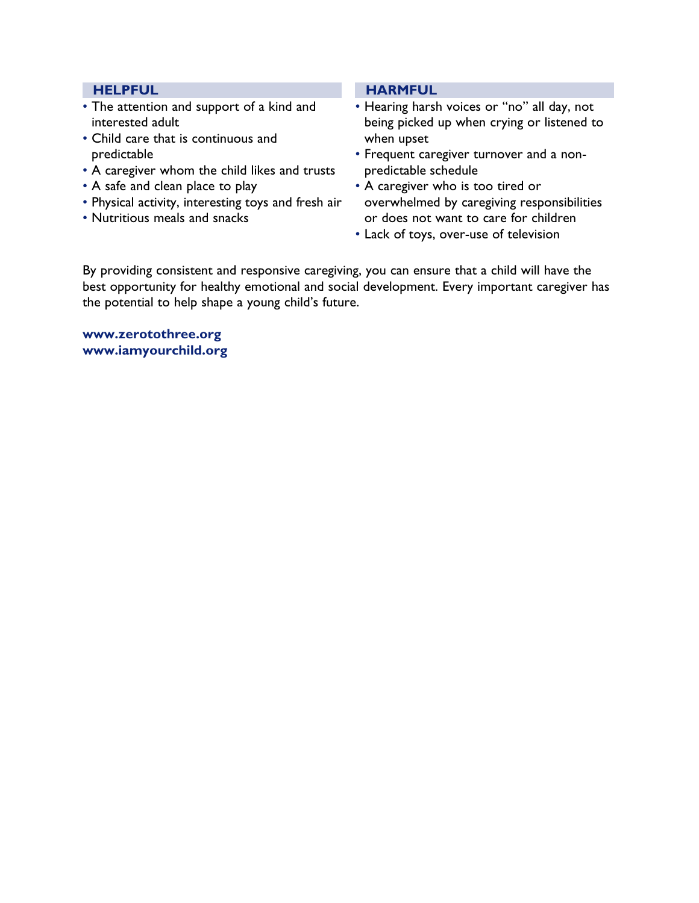**HELPFUL**

- The attention and support of a kind and interested adult
- Child care that is continuous and predictable
- A caregiver whom the child likes and trusts
- A safe and clean place to play
- Physical activity, interesting toys and fresh air
- Nutritious meals and snacks

**HARMFUL**

- Hearing harsh voices or "no" all day, not being picked up when crying or listened to when upset
- Frequent caregiver turnover and a non-predictable schedule
- A caregiver who is too tired or overwhelmed by caregiving responsibilities or does not want to care for children
- Lack of toys, over-use of television

By providing consistent and responsive caregiving, you can ensure that a child will have the best opportunity for healthy emotional and social development. Every important caregiver has the potential to help shape a young child's future.

**www.zerotothree.org**
**www.iamyourchild.org**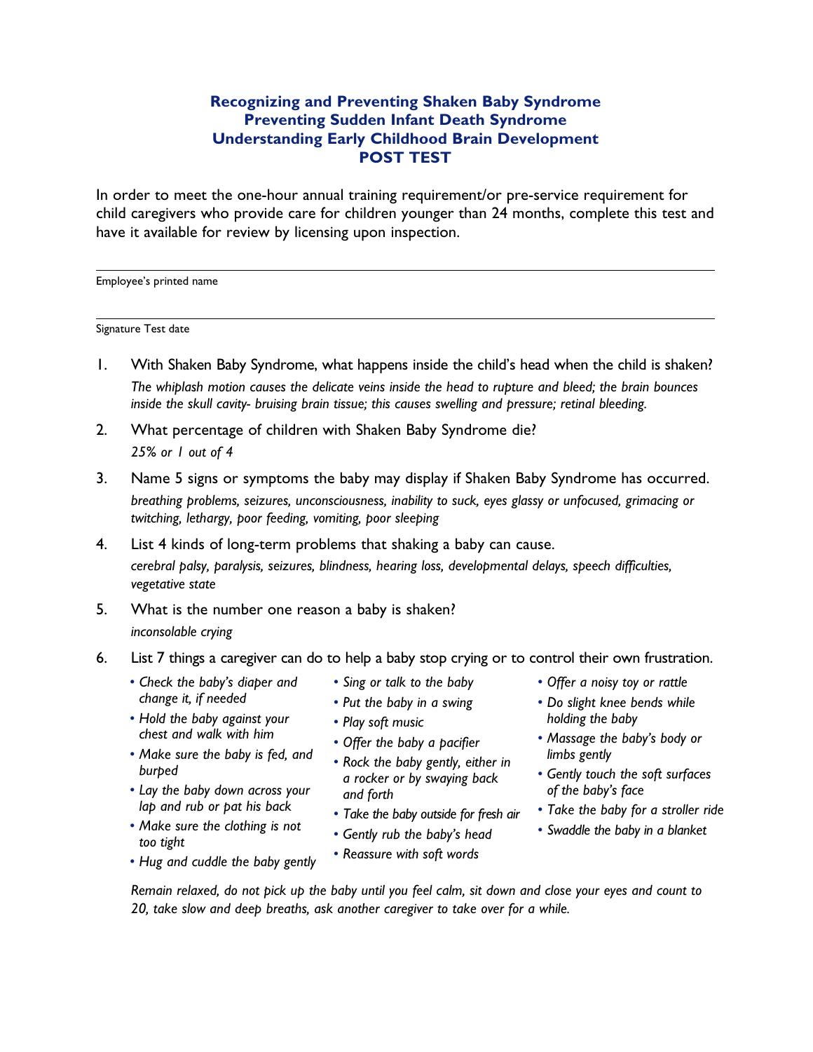## Recognizing and Preventing Shaken Baby Syndrome
## Preventing Sudden Infant Death Syndrome
## Understanding Early Childhood Brain Development
## POST TEST

In order to meet the one-hour annual training requirement/or pre-service requirement for child caregivers who provide care for children younger than 24 months, complete this test and have it available for review by licensing upon inspection.

---

Employee's printed name

---

Signature Test date

1. With Shaken Baby Syndrome, what happens inside the child's head when the child is shaken?
   *The whiplash motion causes the delicate veins inside the head to rupture and bleed; the brain bounces inside the skull cavity- bruising brain tissue; this causes swelling and pressure; retinal bleeding.*

2. What percentage of children with Shaken Baby Syndrome die?
   *25% or 1 out of 4*

3. Name 5 signs or symptoms the baby may display if Shaken Baby Syndrome has occurred.
   *breathing problems, seizures, unconsciousness, inability to suck, eyes glassy or unfocused, grimacing or twitching, lethargy, poor feeding, vomiting, poor sleeping*

4. List 4 kinds of long-term problems that shaking a baby can cause.
   *cerebral palsy, paralysis, seizures, blindness, hearing loss, developmental delays, speech difficulties, vegetative state*

5. What is the number one reason a baby is shaken?
   *inconsolable crying*

6. List 7 things a caregiver can do to help a baby stop crying or to control their own frustration.
   - *Check the baby's diaper and change it, if needed*
   - *Hold the baby against your chest and walk with him*
   - *Make sure the baby is fed, and burped*
   - *Lay the baby down across your lap and rub or pat his back*
   - *Make sure the clothing is not too tight*
   - *Hug and cuddle the baby gently*
   - *Sing or talk to the baby*
   - *Put the baby in a swing*
   - *Play soft music*
   - *Offer the baby a pacifier*
   - *Rock the baby gently, either in a rocker or by swaying back and forth*
   - *Take the baby outside for fresh air*
   - *Gently rub the baby's head*
   - *Reassure with soft words*
   - *Offer a noisy toy or rattle*
   - *Do slight knee bends while holding the baby*
   - *Massage the baby's body or limbs gently*
   - *Gently touch the soft surfaces of the baby's face*
   - *Take the baby for a stroller ride*
   - *Swaddle the baby in a blanket*

   *Remain relaxed, do not pick up the baby until you feel calm, sit down and close your eyes and count to 20, take slow and deep breaths, ask another caregiver to take over for a while.*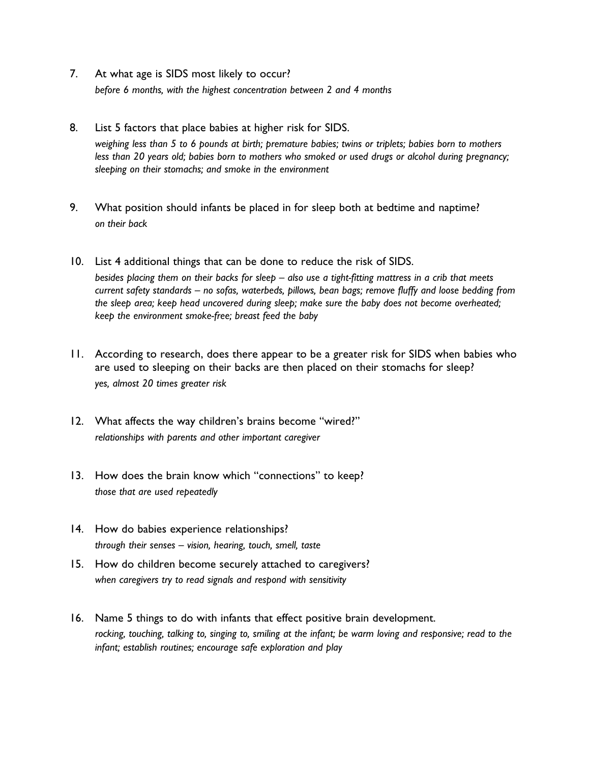7. At what age is SIDS most likely to occur?

   *before 6 months, with the highest concentration between 2 and 4 months*

8. List 5 factors that place babies at higher risk for SIDS.

   *weighing less than 5 to 6 pounds at birth; premature babies; twins or triplets; babies born to mothers less than 20 years old; babies born to mothers who smoked or used drugs or alcohol during pregnancy; sleeping on their stomachs; and smoke in the environment*

9. What position should infants be placed in for sleep both at bedtime and naptime?

   *on their back*

10. List 4 additional things that can be done to reduce the risk of SIDS.

    *besides placing them on their backs for sleep – also use a tight-fitting mattress in a crib that meets current safety standards – no sofas, waterbeds, pillows, bean bags; remove fluffy and loose bedding from the sleep area; keep head uncovered during sleep; make sure the baby does not become overheated; keep the environment smoke-free; breast feed the baby*

11. According to research, does there appear to be a greater risk for SIDS when babies who are used to sleeping on their backs are then placed on their stomachs for sleep?

    *yes, almost 20 times greater risk*

12. What affects the way children's brains become "wired?"

    *relationships with parents and other important caregiver*

13. How does the brain know which "connections" to keep?

    *those that are used repeatedly*

14. How do babies experience relationships?

    *through their senses – vision, hearing, touch, smell, taste*

15. How do children become securely attached to caregivers?

    *when caregivers try to read signals and respond with sensitivity*

16. Name 5 things to do with infants that effect positive brain development.

    *rocking, touching, talking to, singing to, smiling at the infant; be warm loving and responsive; read to the infant; establish routines; encourage safe exploration and play*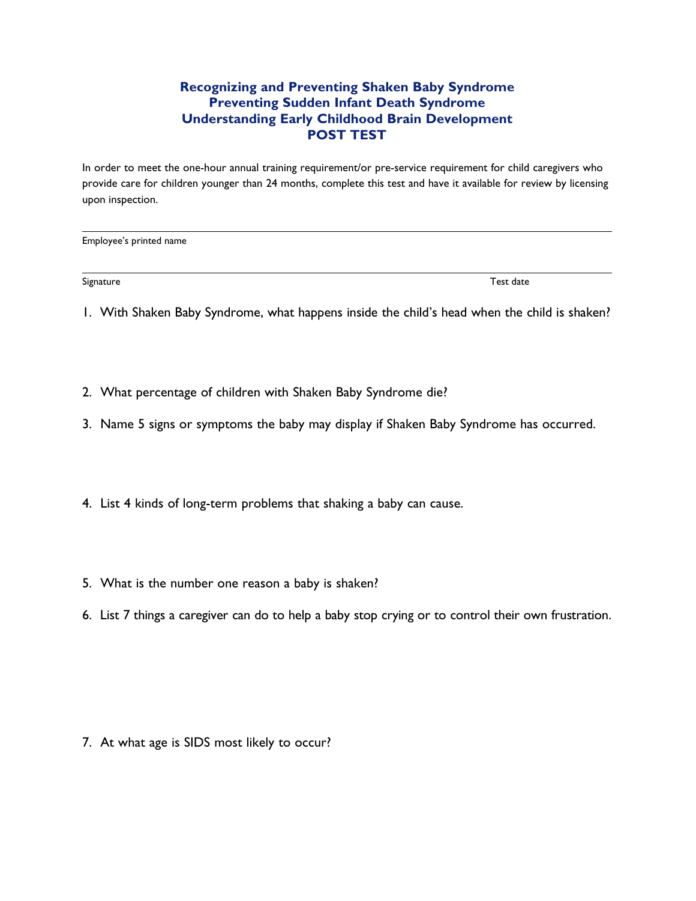# Recognizing and Preventing Shaken Baby Syndrome
# Preventing Sudden Infant Death Syndrome
# Understanding Early Childhood Brain Development
# POST TEST

In order to meet the one-hour annual training requirement/or pre-service requirement for child caregivers who provide care for children younger than 24 months, complete this test and have it available for review by licensing upon inspection.

______________________________________________________________
Employee's printed name

______________________________________________________________
Signature                                                                                                                    Test date

1. With Shaken Baby Syndrome, what happens inside the child's head when the child is shaken?

2. What percentage of children with Shaken Baby Syndrome die?

3. Name 5 signs or symptoms the baby may display if Shaken Baby Syndrome has occurred.

4. List 4 kinds of long-term problems that shaking a baby can cause.

5. What is the number one reason a baby is shaken?

6. List 7 things a caregiver can do to help a baby stop crying or to control their own frustration.

7. At what age is SIDS most likely to occur?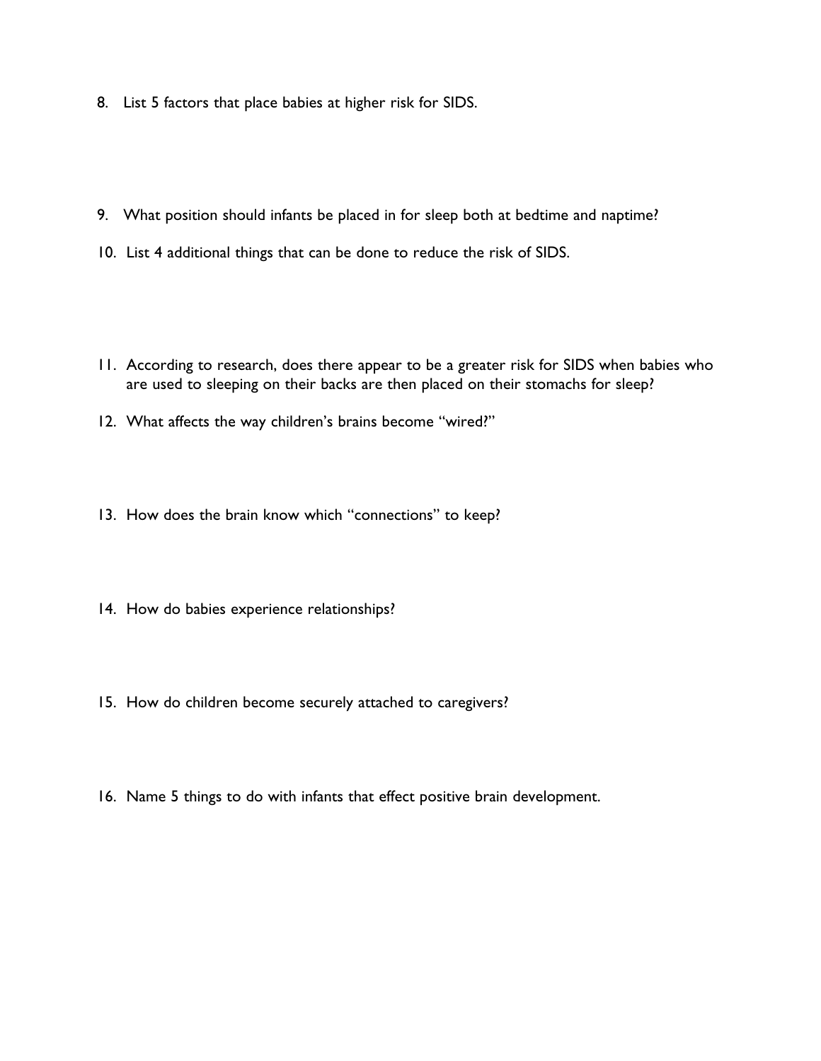8. List 5 factors that place babies at higher risk for SIDS.

9. What position should infants be placed in for sleep both at bedtime and naptime?

10. List 4 additional things that can be done to reduce the risk of SIDS.

11. According to research, does there appear to be a greater risk for SIDS when babies who are used to sleeping on their backs are then placed on their stomachs for sleep?

12. What affects the way children's brains become "wired?"

13. How does the brain know which "connections" to keep?

14. How do babies experience relationships?

15. How do children become securely attached to caregivers?

16. Name 5 things to do with infants that effect positive brain development.